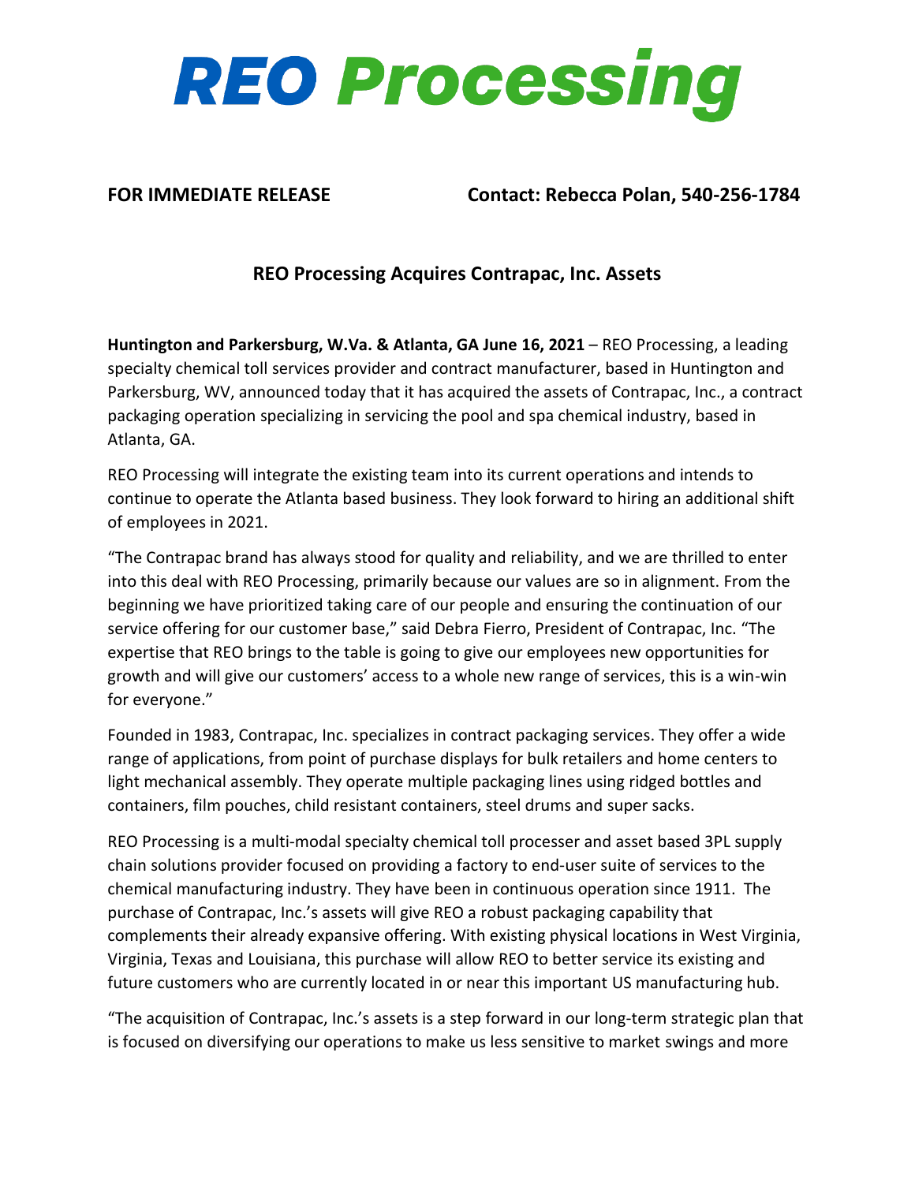# REO Processing

**FOR IMMEDIATE RELEASE** **Contact: Rebecca Polan, 540-256-1784**

## REO Processing Acquires Contrapac, Inc. Assets

**Huntington and Parkersburg, W.Va. & Atlanta, GA June 16, 2021** – REO Processing, a leading specialty chemical toll services provider and contract manufacturer, based in Huntington and Parkersburg, WV, announced today that it has acquired the assets of Contrapac, Inc., a contract packaging operation specializing in servicing the pool and spa chemical industry, based in Atlanta, GA.

REO Processing will integrate the existing team into its current operations and intends to continue to operate the Atlanta based business. They look forward to hiring an additional shift of employees in 2021.

"The Contrapac brand has always stood for quality and reliability, and we are thrilled to enter into this deal with REO Processing, primarily because our values are so in alignment. From the beginning we have prioritized taking care of our people and ensuring the continuation of our service offering for our customer base," said Debra Fierro, President of Contrapac, Inc. "The expertise that REO brings to the table is going to give our employees new opportunities for growth and will give our customers' access to a whole new range of services, this is a win-win for everyone."

Founded in 1983, Contrapac, Inc. specializes in contract packaging services. They offer a wide range of applications, from point of purchase displays for bulk retailers and home centers to light mechanical assembly. They operate multiple packaging lines using ridged bottles and containers, film pouches, child resistant containers, steel drums and super sacks.

REO Processing is a multi-modal specialty chemical toll processer and asset based 3PL supply chain solutions provider focused on providing a factory to end-user suite of services to the chemical manufacturing industry. They have been in continuous operation since 1911. The purchase of Contrapac, Inc.'s assets will give REO a robust packaging capability that complements their already expansive offering. With existing physical locations in West Virginia, Virginia, Texas and Louisiana, this purchase will allow REO to better service its existing and future customers who are currently located in or near this important US manufacturing hub.

"The acquisition of Contrapac, Inc.'s assets is a step forward in our long-term strategic plan that is focused on diversifying our operations to make us less sensitive to market swings and more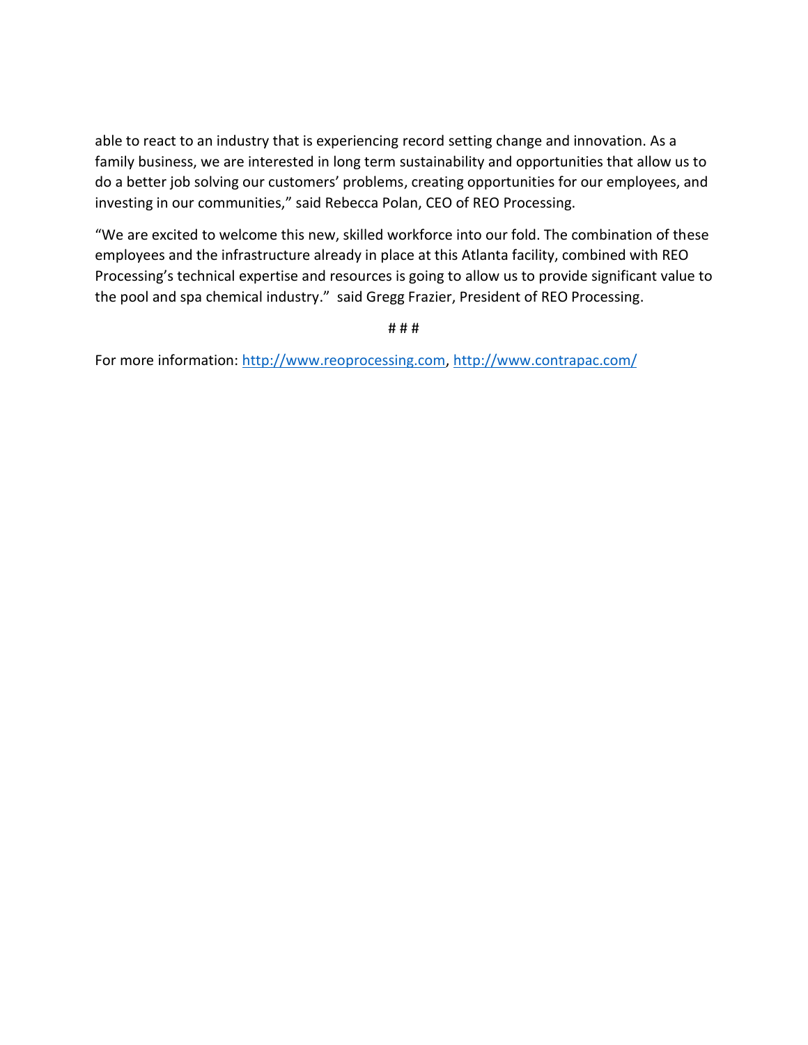able to react to an industry that is experiencing record setting change and innovation. As a family business, we are interested in long term sustainability and opportunities that allow us to do a better job solving our customers' problems, creating opportunities for our employees, and investing in our communities," said Rebecca Polan, CEO of REO Processing.

"We are excited to welcome this new, skilled workforce into our fold. The combination of these employees and the infrastructure already in place at this Atlanta facility, combined with REO Processing's technical expertise and resources is going to allow us to provide significant value to the pool and spa chemical industry." said Gregg Frazier, President of REO Processing.

# # #

For more information: http://www.reoprocessing.com, http://www.contrapac.com/